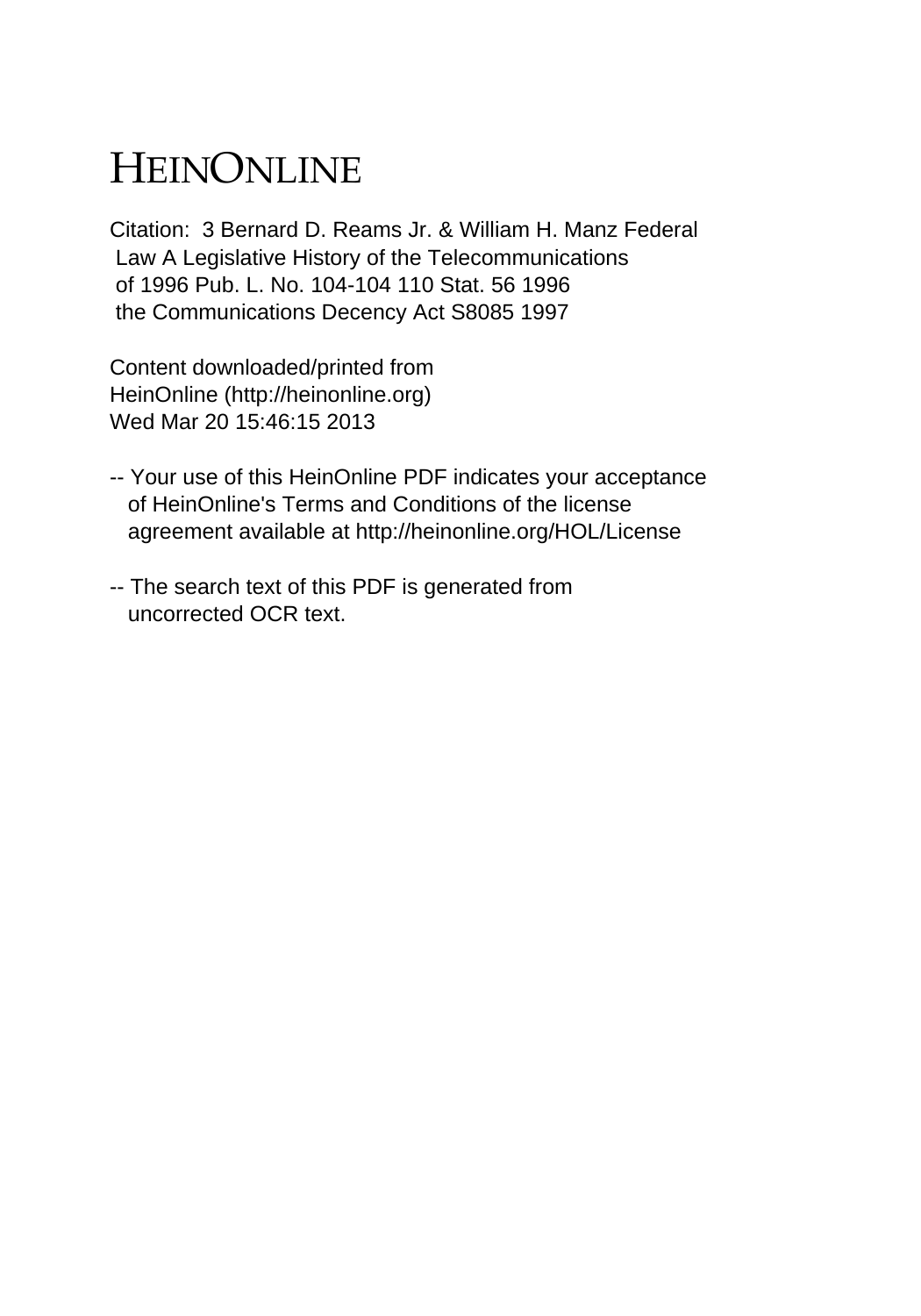# HEINONLINE

Citation: 3 Bernard D. Reams Jr. & William H. Manz Federal Law A Legislative History of the Telecommunications of 1996 Pub. L. No. 104-104 110 Stat. 56 1996 the Communications Decency Act S8085 1997

Content downloaded/printed from HeinOnline (http://heinonline.org) Wed Mar 20 15:46:15 2013

-- Your use of this HeinOnline PDF indicates your acceptance of HeinOnline's Terms and Conditions of the license agreement available at http://heinonline.org/HOL/License

-- The search text of this PDF is generated from uncorrected OCR text.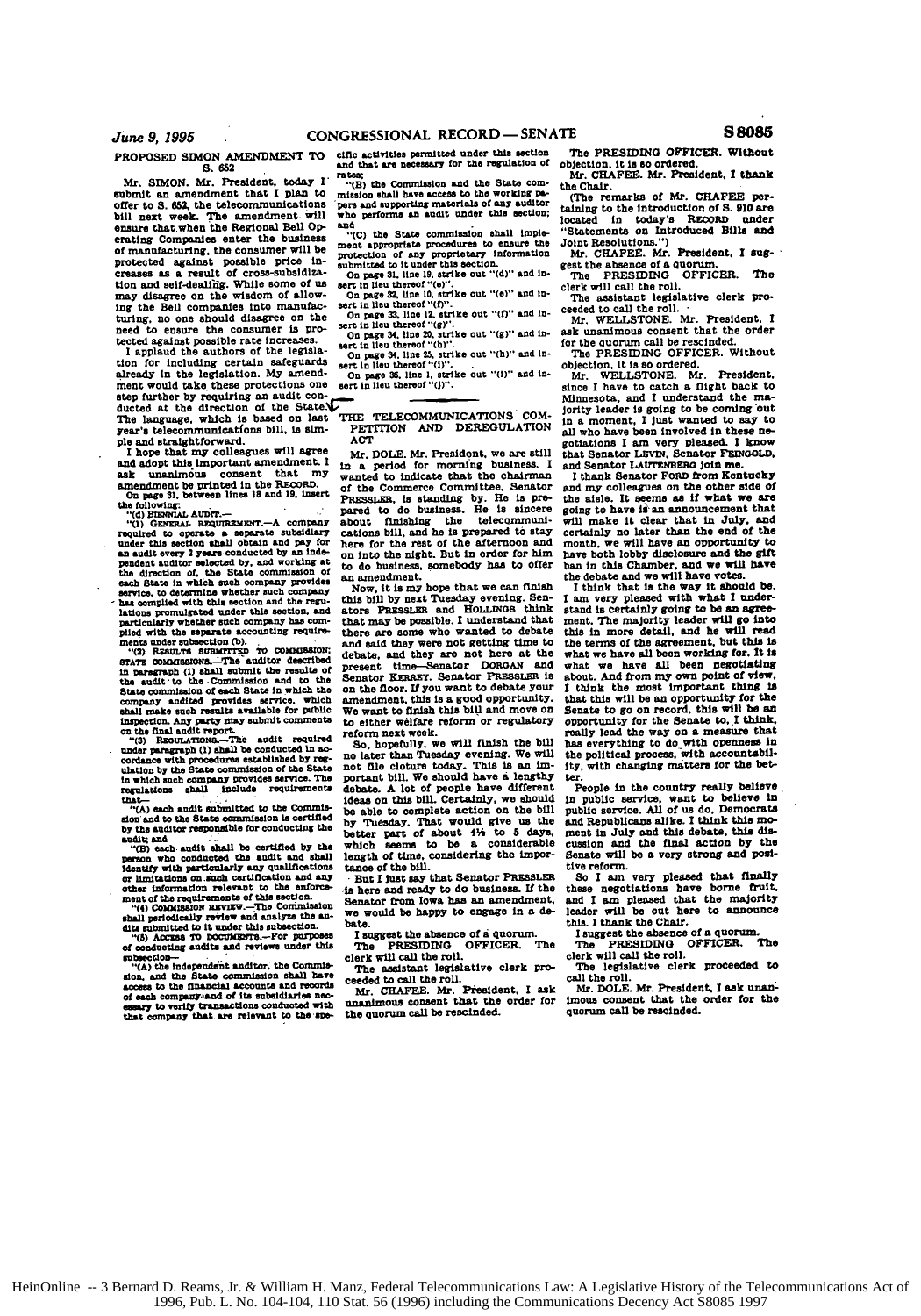## PROPOSED SIMON AMENDMENT TO S. 652

Mr. SIMON. Mr. President, today I submit an amendment that I plan to offer to S. 652, the telecommunications bill next week. The amendment will ensure that when the Regional Bell Operating Companies enter the business of manufacturing, the consumer will be protected against possible price increases as a result of cross-subsidization and self-dealing. While some of us may disagree on the wisdom of allowing the Bell companies into manufacturing, no one should disagree on the need to ensure the consumer is protected against possible rate increases.

I applaud the authors of the legislation for including certain safeguards already in the legislation. My amendment would take these protections one step further by requiring an audit conducted at the direction of the State. The language, which is based on last year's telecommunications bill, is simple and straightforward.

I hope that my colleagues will agree and adopt this important amendment. I ask unanimous consent that my amendment be printed in the RECORD.

On page 31, between lines 18 and 19, insert the following:

"(d) BIENNIAL AUDIT.—

"(1) GENERAL REQUIREMENT.—A company required to operate a separate subsidiary under this section shall obtain and pay for an audit every 2 years conducted by an independent auditor selected by, and working at the direction of, the State commission of each State in which such company provides service, to determine whether such company has complied with this section and the regulations promulgated under this section, and particularly whether such company has complied with the separate accounting requirements under subsection (b).

"(2) RESULTS SUBMITTED TO COMMISSION; STATE COMMISSIONS.—The auditor described in paragraph (1) shall submit the results of the audit to the Commission and to the State commission of each State in which the company audited provides service, which shall make such results available for public inspection. Any party may submit comments on the final audit report.

"(3) REGULATIONS.—The audit required under paragraph (1) shall be conducted in accordance with procedures established by regulation by the State commission of the State in which such company provides service. The regulations shall include requirements that—

"(A) each audit submitted to the Commission and to the State commission is certified by the auditor responsible for conducting the audit; and

"(B) each audit shall be certified by the person who conducted the audit and shall identify with particularity any qualifications or limitations on such certification and any other information relevant to the enforcement of the requirements of this section.

"(4) COMMISSION REVIEW.—The Commission shall periodically review and analyze the audits submitted to it under this subsection.

"(5) ACCESS TO DOCUMENTS.—For purposes of conducting audits and reviews under this subsection—

"(A) the independent auditor, the Commission, and the State commission shall have access to the financial accounts and records of each company and of its subsidiaries necessary to verify transactions conducted with that company that are relevant to the specific activities permitted under this section and that are necessary for the regulation of rates;

"(B) the Commission and the State commission shall have access to the working papers and supporting materials of any auditor who performs an audit under this section; and

"(C) the State commission shall implement appropriate procedures to ensure the protection of any proprietary information submitted to it under this section.

On page 31, line 19, strike out "(d)" and insert in lieu thereof "(e)".

On page 32, line 10, strike out "(e)" and insert in lieu thereof "(f)".

On page 33, line 12, strike out "(f)" and insert in lieu thereof "(g)".

On page 34, line 20, strike out "(g)" and insert in lieu thereof "(h)".

On page 34, line 25, strike out "(h)" and insert in lieu thereof "(i)".

On page 36, line 1, strike out "(i)" and insert in lieu thereof "(j)".

## THE TELECOMMUNICATIONS COMPETITION AND DEREGULATION ACT

Mr. DOLE. Mr. President, we are still in a period for morning business. I wanted to indicate that the chairman of the Commerce Committee, Senator PRESSLER, is standing by. He is prepared to do business. He is sincere about finishing the telecommunications bill, and he is prepared to stay here for the rest of the afternoon and on into the night. But in order for him to do business, somebody has to offer an amendment.

Now, it is my hope that we can finish this bill by next Tuesday evening. Senators PRESSLER and HOLLINGS think that may be possible. I understand that there are some who wanted to debate and said they were not getting time to debate, and they are not here at the present time—Senator DORGAN and Senator KERREY. Senator PRESSLER is on the floor. If you want to debate your amendment, this is a good opportunity. We want to finish this bill and move on to either welfare reform or regulatory reform next week.

So, hopefully, we will finish the bill no later than Tuesday evening. We will not file cloture today. This is an important bill. We should have a lengthy debate. A lot of people have different ideas on this bill. Certainly, we should be able to complete action on the bill by Tuesday. That would give us the better part of about 4½ to 5 days, which seems to be a considerable length of time, considering the importance of the bill.

But I just say that Senator PRESSLER is here and ready to do business. If the Senator from Iowa has an amendment, we would be happy to engage in a debate.

I suggest the absence of a quorum.

The PRESIDING OFFICER. The clerk will call the roll.

The assistant legislative clerk proceeded to call the roll.

Mr. CHAFEE. Mr. President, I ask unanimous consent that the order for the quorum call be rescinded.

The PRESIDING OFFICER. Without objection, it is so ordered.

Mr. CHAFEE. Mr. President, I thank the Chair.

(The remarks of Mr. CHAFEE pertaining to the introduction of S. 910 are located in today's RECORD under "Statements on Introduced Bills and Joint Resolutions.")

Mr. CHAFEE. Mr. President, I suggest the absence of a quorum.

The PRESIDING OFFICER. The clerk will call the roll.

The assistant legislative clerk proceeded to call the roll.

Mr. WELLSTONE. Mr. President, I ask unanimous consent that the order for the quorum call be rescinded.

The PRESIDING OFFICER. Without objection, it is so ordered.

Mr. WELLSTONE. Mr. President, since I have to catch a flight back to Minnesota, and I understand the majority leader is going to be coming out in a moment, I just wanted to say to all who have been involved in these negotiations I am very pleased. I know that Senator LEVIN, Senator FEINGOLD, and Senator LAUTENBERG join me.

I thank Senator FORD from Kentucky and my colleagues on the other side of the aisle. It seems as if what we are going to have is an announcement that will make it clear that in July, and certainly no later than the end of the month, we will have an opportunity to have both lobby disclosure and the gift ban in this Chamber, and we will have the debate and we will have votes.

I think that is the way it should be. I am very pleased with what I understand is certainly going to be an agreement. The majority leader will go into this in more detail, and he will read the terms of the agreement, but this is what we have all been working for. It is what we have all been negotiating about. And from my own point of view, I think the most important thing is that this will be an opportunity for the Senate to go on record, this will be an opportunity for the Senate to, I think, really lead the way on a measure that has everything to do with openness in the political process, with accountability, with changing matters for the better.

People in the country really believe in public service, want to believe in public service. All of us do, Democrats and Republicans alike. I think this movement in July and this debate, this discussion and the final action by the Senate will be a very strong and positive reform.

So I am very pleased that finally these negotiations have borne fruit, and I am pleased that the majority leader will be out here to announce this. I thank the Chair.

I suggest the absence of a quorum.

The PRESIDING OFFICER. The clerk will call the roll.

The legislative clerk proceeded to call the roll.

Mr. DOLE. Mr. President, I ask unanimous consent that the order for the quorum call be rescinded.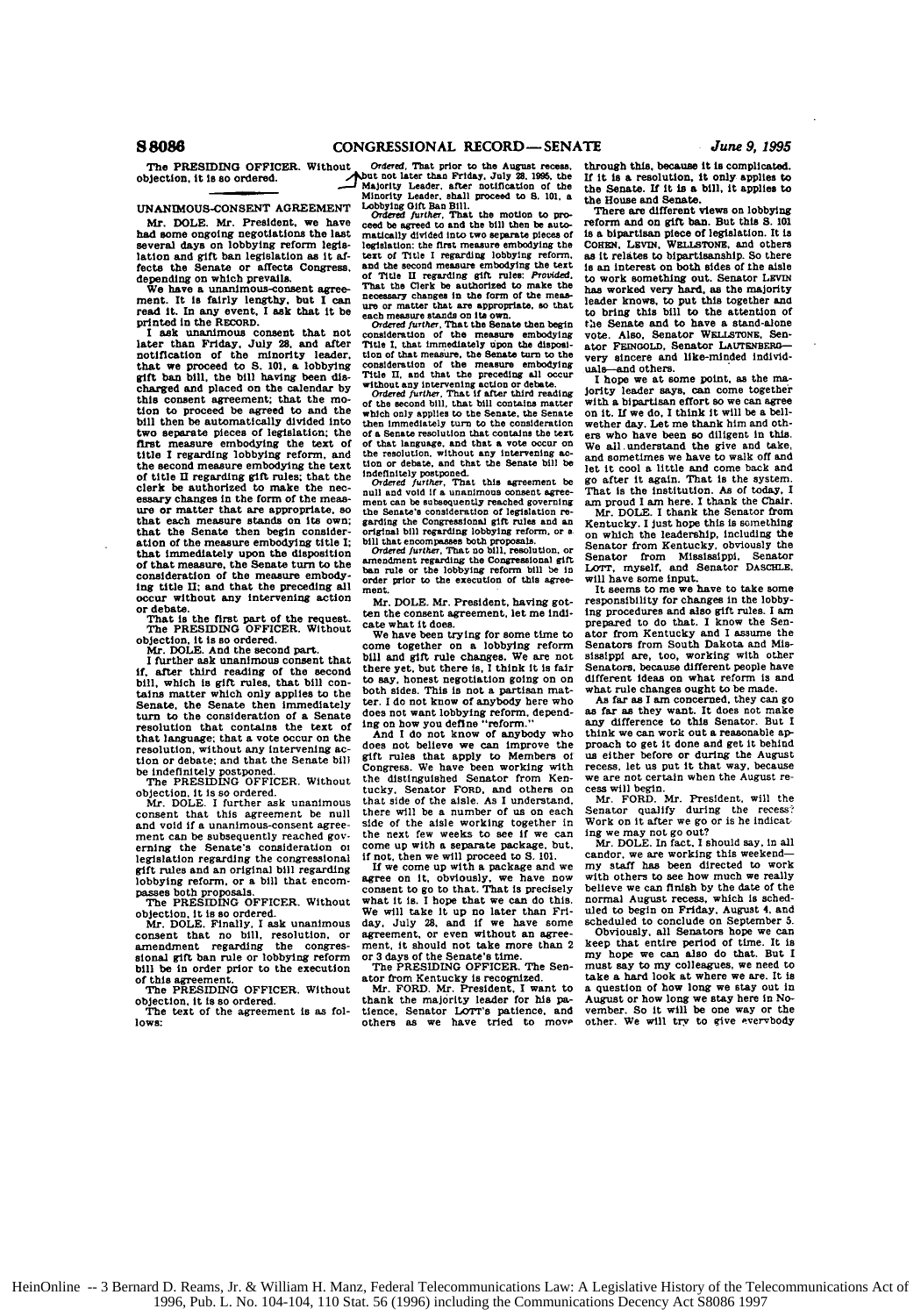The PRESIDING OFFICER. Without objection, it is so ordered.

## UNANIMOUS-CONSENT AGREEMENT

Mr. DOLE. Mr. President, we have had some ongoing negotiations the last several days on lobbying reform legislation and gift ban legislation as it affects the Senate or affects Congress, depending on which prevails.

We have a unanimous-consent agreement. It is fairly lengthy, but I can read it. In any event, I ask that it be printed in the RECORD.

I ask unanimous consent that not later than Friday, July 28, and after notification of the minority leader, that we proceed to S. 101, a lobbying gift ban bill, the bill having been discharged and placed on the calendar by this consent agreement; that the motion to proceed be agreed to and the bill then be automatically divided into two separate pieces of legislation; the first measure embodying the text of title I regarding lobbying reform, and the second measure embodying the text of title II regarding gift rules; that the clerk be authorized to make the necessary changes in the form of the measure or matter that are appropriate, so that each measure stands on its own; that the Senate then begin consideration of the measure embodying title I; that immediately upon the disposition of that measure, the Senate turn to the consideration of the measure embodying title II; and that the preceding all occur without any intervening action or debate.

That is the first part of the request.

The PRESIDING OFFICER. Without objection, it is so ordered.

Mr. DOLE. And the second part.

I further ask unanimous consent that if, after third reading of the second bill, which is gift rules, that bill contains matter which only applies to the Senate, the Senate then immediately turn to the consideration of a Senate resolution that contains the text of that language; that a vote occur on the resolution, without any intervening action or debate; and that the Senate bill be indefinitely postponed.

The PRESIDING OFFICER. Without objection, it is so ordered.

Mr. DOLE. I further ask unanimous consent that this agreement be null and void if a unanimous-consent agreement can be subsequently reached governing the Senate's consideration of legislation regarding the congressional gift rules and an original bill regarding lobbying reform, or a bill that encompasses both proposals.

The PRESIDING OFFICER. Without objection, it is so ordered.

Mr. DOLE. Finally, I ask unanimous consent that no bill, resolution, or amendment regarding the congressional gift ban rule or lobbying reform bill be in order prior to the execution of this agreement.

The PRESIDING OFFICER. Without objection, it is so ordered.

The text of the agreement is as follows:

*Ordered*, That prior to the August recess, but not later than Friday, July 28, 1995, the Majority Leader, after notification of the Minority Leader, shall proceed to S. 101, a Lobbying Gift Ban Bill.

*Ordered further*, That the motion to proceed be agreed to and the bill then be automatically divided into two separate pieces of legislation: the first measure embodying the text of Title I regarding lobbying reform, and the second measure embodying the text of Title II regarding gift rules: *Provided*, That the Clerk be authorized to make the necessary changes in the form of the measure or matter that are appropriate, so that each measure stands on its own.

*Ordered further*, That the Senate then begin consideration of the measure embodying Title I, that immediately upon the disposition of that measure, the Senate turn to the consideration of the measure embodying Title II, and that the preceding all occur without any intervening action or debate.

*Ordered further*, That if after third reading of the second bill, that bill contains matter which only applies to the Senate, the Senate then immediately turn to the consideration of a Senate resolution that contains the text of that language, and that a vote occur on the resolution, without any intervening action or debate, and that the Senate bill be indefinitely postponed.

*Ordered further*, That this agreement be null and void if a unanimous consent agreement can be subsequently reached governing the Senate's consideration of legislation regarding the Congressional gift rules and an original bill regarding lobbying reform, or a bill that encompasses both proposals.

*Ordered further*, That no bill, resolution, or amendment regarding the Congressional gift ban rule or the lobbying reform bill be in order prior to the execution of this agreement.

Mr. DOLE. Mr. President, having gotten the consent agreement, let me indicate what it does.

We have been trying for some time to come together on a lobbying reform bill and gift rule changes. We are not there yet, but there is, I think it is fair to say, honest negotiation going on on both sides. This is not a partisan matter. I do not know of anybody here who does not want lobbying reform, depending on how you define "reform."

And I do not know of anybody who does not believe we can improve the gift rules that apply to Members of Congress. We have been working with the distinguished Senator from Kentucky, Senator FORD, and others on that side of the aisle. As I understand, there will be a number of us on each side of the aisle working together in the next few weeks to see if we can come up with a separate package, but, if not, then we will proceed to S. 101.

If we come up with a package and we agree on it, obviously, we have now consent to go to that. That is precisely what it is. I hope that we can do this. We will take it up no later than Friday, July 28, and if we have some agreement, or even without an agreement, it should not take more than 2 or 3 days of the Senate's time.

The PRESIDING OFFICER. The Senator from Kentucky is recognized.

Mr. FORD. Mr. President, I want to thank the majority leader for his patience, Senator LOTT's patience, and others as we have tried to move through this, because it is complicated. If it is a resolution, it only applies to the Senate. If it is a bill, it applies to the House and Senate.

There are different views on lobbying reform and on gift ban. But this S. 101 is a bipartisan piece of legislation. It is COHEN, LEVIN, WELLSTONE, and others as it relates to bipartisanship. So there is an interest on both sides of the aisle to work something out. Senator LEVIN has worked very hard, as the majority leader knows, to put this together and to bring this bill to the attention of the Senate and to have a stand-alone vote. Also, Senator WELLSTONE, Senator FEINGOLD, Senator LAUTENBERG—very sincere and like-minded individuals—and others.

I hope we at some point, as the majority leader says, can come together with a bipartisan effort so we can agree on it. If we do, I think it will be a bellwether day. Let me thank him and others who have been so diligent in this. We all understand the give and take, and sometimes we have to walk off and let it cool a little and come back and go after it again. That is the system. That is the institution. As of today, I am proud I am here. I thank the Chair.

Mr. DOLE. I thank the Senator from Kentucky. I just hope this is something on which the leadership, including the Senator from Kentucky, obviously the Senator from Mississippi, Senator LOTT, myself, and Senator DASCHLE, will have some input.

It seems to me we have to take some responsibility for changes in the lobbying procedures and also gift rules. I am prepared to do that. I know the Senator from Kentucky and I assume the Senators from South Dakota and Mississippi are, too, working with other Senators, because different people have different ideas on what reform is and what rule changes ought to be made.

As far as I am concerned, they can go as far as they want. It does not make any difference to this Senator. But I think we can work out a reasonable approach to get it done and get it behind us either before or during the August recess, let us put it that way, because we are not certain when the August recess will begin.

Mr. FORD. Mr. President, will the Senator qualify during the recess? Work on it after we go or is he indicating we may not go out?

Mr. DOLE. In fact, I should say, in all candor, we are working this weekend—my staff has been directed to work with others to see how much we really believe we can finish by the date of the normal August recess, which is scheduled to begin on Friday, August 4, and scheduled to conclude on September 5.

Obviously, all Senators hope we can keep that entire period of time. It is my hope we can also do that. But I must say to my colleagues, we need to take a hard look at where we are. It is a question of how long we stay out in August or how long we stay here in November. So it will be one way or the other. We will try to give everybody

HeinOnline -- 3 Bernard D. Reams, Jr. & William H. Manz, Federal Telecommunications Law: A Legislative History of the Telecommunications Act of 1996, Pub. L. No. 104-104, 110 Stat. 56 (1996) including the Communications Decency Act S8086 1997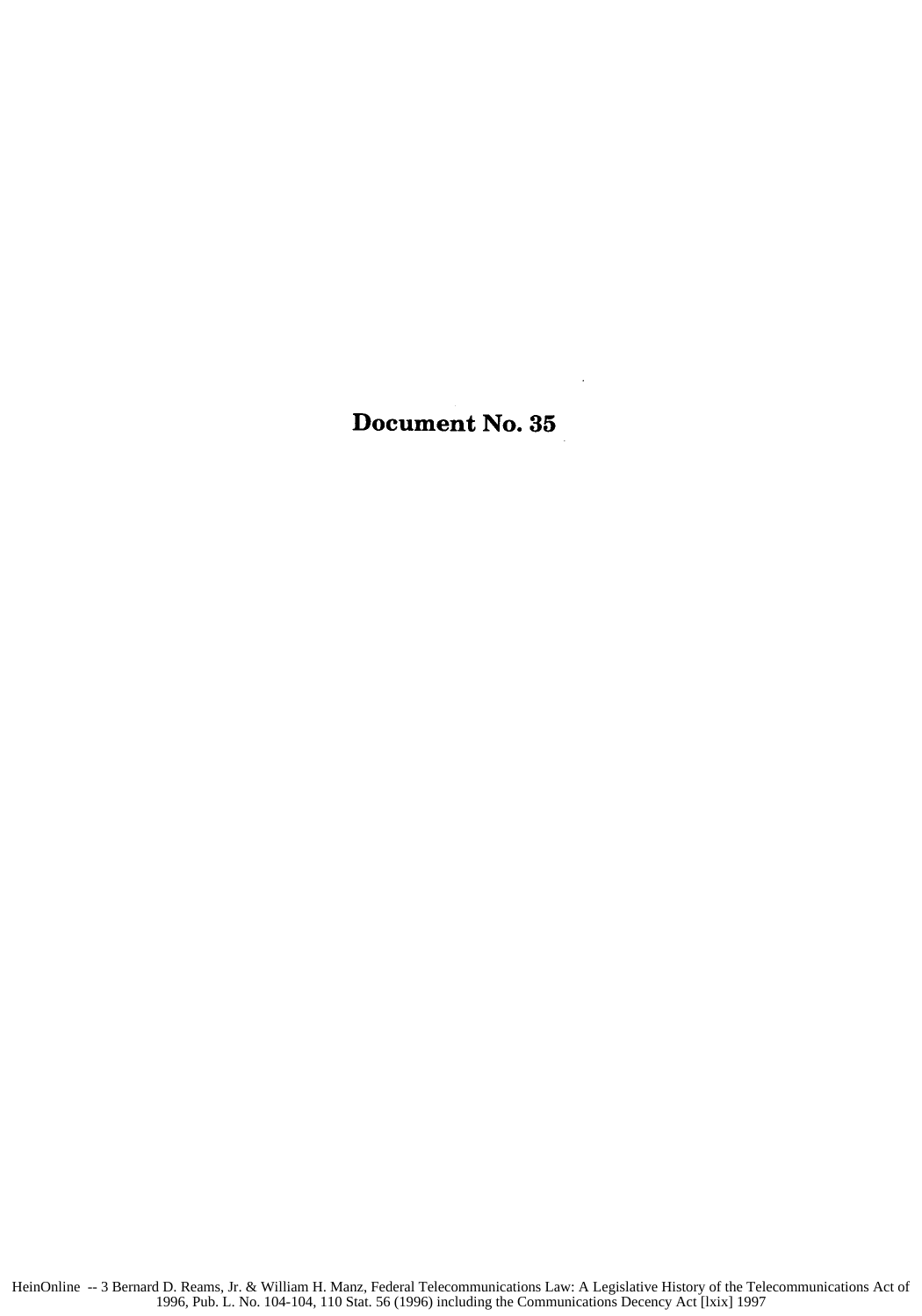# Document No. 35